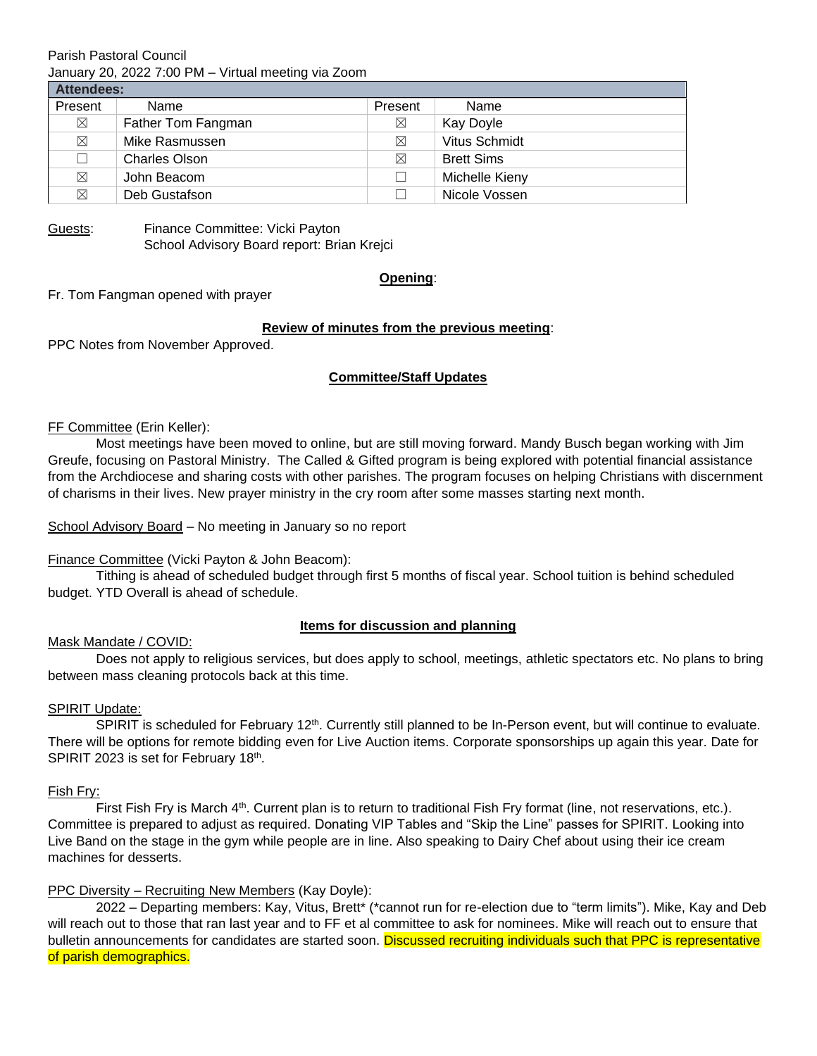Parish Pastoral Council

January 20, 2022 7:00 PM – Virtual meeting via Zoom

| **Attendees:** | | | |
|---|---|---|---|
| Present | Name | Present | Name |
| ☒ | Father Tom Fangman | ☒ | Kay Doyle |
| ☒ | Mike Rasmussen | ☒ | Vitus Schmidt |
| ☐ | Charles Olson | ☒ | Brett Sims |
| ☒ | John Beacom | ☐ | Michelle Kieny |
| ☒ | Deb Gustafson | ☐ | Nicole Vossen |

Guests: Finance Committee: Vicki Payton
School Advisory Board report: Brian Krejci

## Opening:

Fr. Tom Fangman opened with prayer

## Review of minutes from the previous meeting:

PPC Notes from November Approved.

## Committee/Staff Updates

FF Committee (Erin Keller):

Most meetings have been moved to online, but are still moving forward. Mandy Busch began working with Jim Greufe, focusing on Pastoral Ministry. The Called & Gifted program is being explored with potential financial assistance from the Archdiocese and sharing costs with other parishes. The program focuses on helping Christians with discernment of charisms in their lives. New prayer ministry in the cry room after some masses starting next month.

School Advisory Board – No meeting in January so no report

Finance Committee (Vicki Payton & John Beacom):

Tithing is ahead of scheduled budget through first 5 months of fiscal year. School tuition is behind scheduled budget. YTD Overall is ahead of schedule.

## Items for discussion and planning

Mask Mandate / COVID:

Does not apply to religious services, but does apply to school, meetings, athletic spectators etc. No plans to bring between mass cleaning protocols back at this time.

SPIRIT Update:

SPIRIT is scheduled for February 12th. Currently still planned to be In-Person event, but will continue to evaluate. There will be options for remote bidding even for Live Auction items. Corporate sponsorships up again this year. Date for SPIRIT 2023 is set for February 18th.

Fish Fry:

First Fish Fry is March 4th. Current plan is to return to traditional Fish Fry format (line, not reservations, etc.). Committee is prepared to adjust as required. Donating VIP Tables and "Skip the Line" passes for SPIRIT. Looking into Live Band on the stage in the gym while people are in line. Also speaking to Dairy Chef about using their ice cream machines for desserts.

PPC Diversity – Recruiting New Members (Kay Doyle):

2022 – Departing members: Kay, Vitus, Brett* (*cannot run for re-election due to "term limits"). Mike, Kay and Deb will reach out to those that ran last year and to FF et al committee to ask for nominees. Mike will reach out to ensure that bulletin announcements for candidates are started soon. Discussed recruiting individuals such that PPC is representative of parish demographics.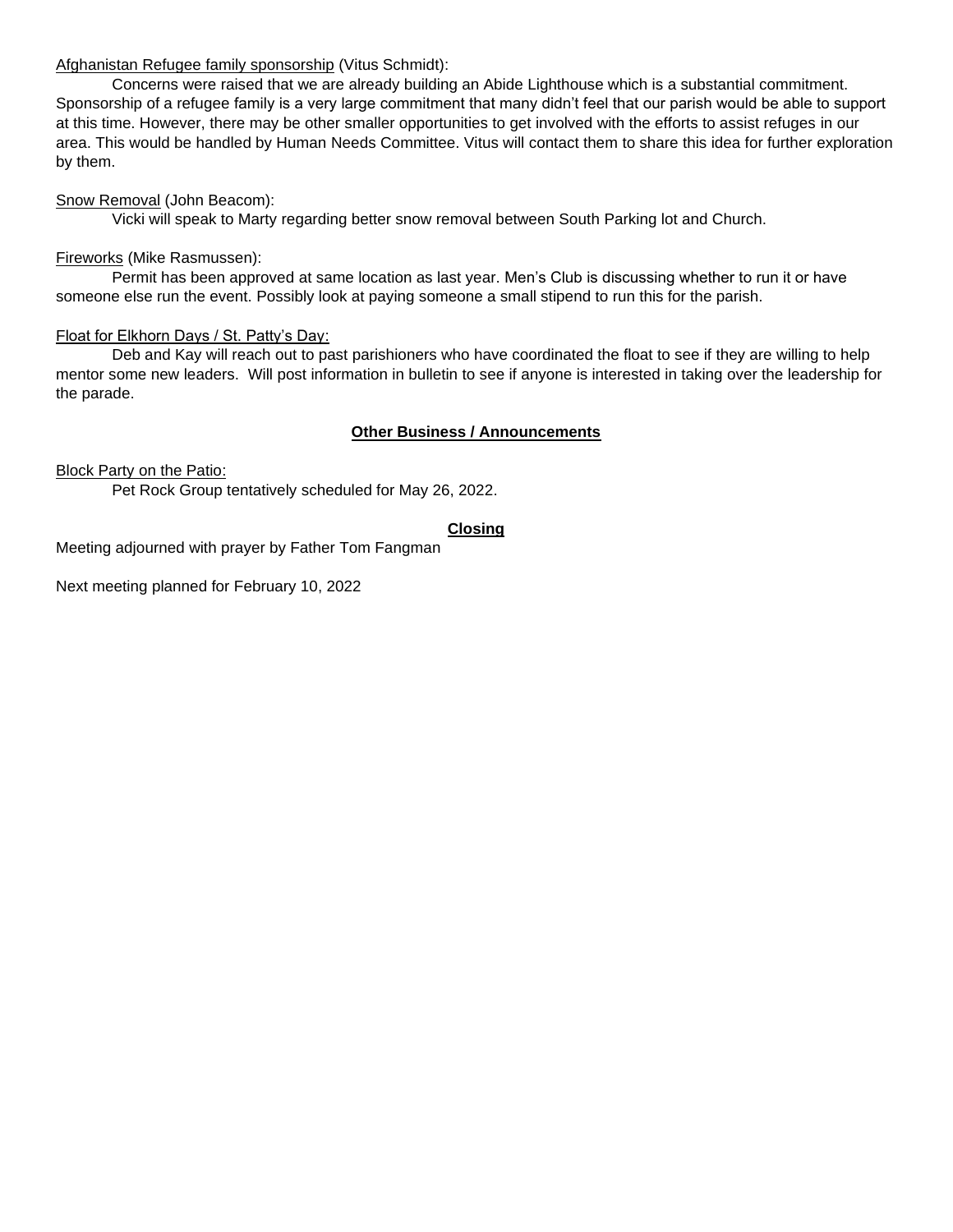Afghanistan Refugee family sponsorship (Vitus Schmidt):

Concerns were raised that we are already building an Abide Lighthouse which is a substantial commitment. Sponsorship of a refugee family is a very large commitment that many didn't feel that our parish would be able to support at this time. However, there may be other smaller opportunities to get involved with the efforts to assist refuges in our area. This would be handled by Human Needs Committee. Vitus will contact them to share this idea for further exploration by them.

Snow Removal (John Beacom):

Vicki will speak to Marty regarding better snow removal between South Parking lot and Church.

Fireworks (Mike Rasmussen):

Permit has been approved at same location as last year. Men's Club is discussing whether to run it or have someone else run the event. Possibly look at paying someone a small stipend to run this for the parish.

Float for Elkhorn Days / St. Patty's Day:

Deb and Kay will reach out to past parishioners who have coordinated the float to see if they are willing to help mentor some new leaders. Will post information in bulletin to see if anyone is interested in taking over the leadership for the parade.

**Other Business / Announcements**

Block Party on the Patio:

Pet Rock Group tentatively scheduled for May 26, 2022.

**Closing**

Meeting adjourned with prayer by Father Tom Fangman

Next meeting planned for February 10, 2022